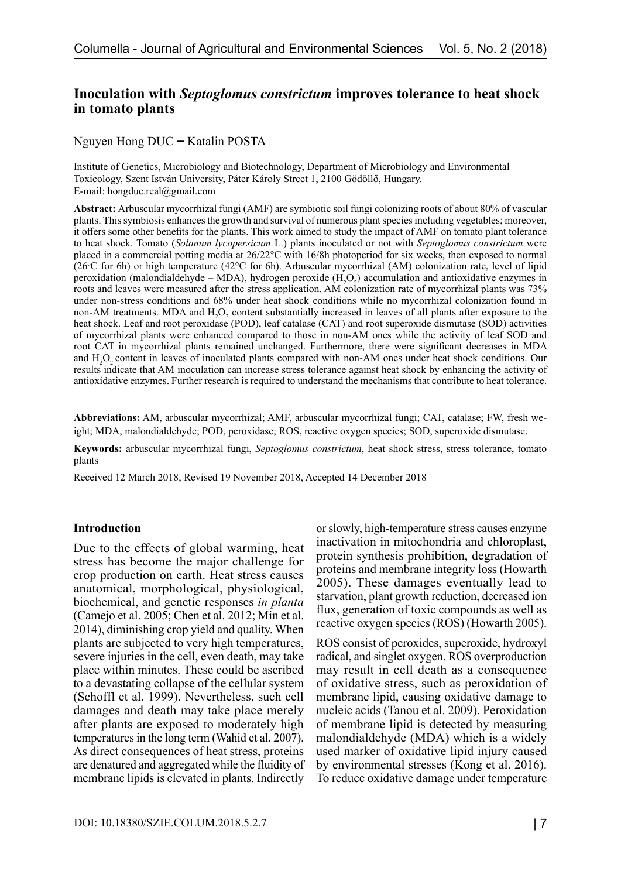# Inoculation with *Septoglomus constrictum* improves tolerance to heat shock in tomato plants

Nguyen Hong DUC – Katalin POSTA

Institute of Genetics, Microbiology and Biotechnology, Department of Microbiology and Environmental Toxicology, Szent István University, Páter Károly Street 1, 2100 Gödöllő, Hungary.
E-mail: hongduc.real@gmail.com

**Abstract:** Arbuscular mycorrhizal fungi (AMF) are symbiotic soil fungi colonizing roots of about 80% of vascular plants. This symbiosis enhances the growth and survival of numerous plant species including vegetables; moreover, it offers some other benefits for the plants. This work aimed to study the impact of AMF on tomato plant tolerance to heat shock. Tomato (*Solanum lycopersicum* L.) plants inoculated or not with *Septoglomus constrictum* were placed in a commercial potting media at 26/22°C with 16/8h photoperiod for six weeks, then exposed to normal (26°C for 6h) or high temperature (42°C for 6h). Arbuscular mycorrhizal (AM) colonization rate, level of lipid peroxidation (malondialdehyde – MDA), hydrogen peroxide ($H_2O_2$) accumulation and antioxidative enzymes in roots and leaves were measured after the stress application. AM colonization rate of mycorrhizal plants was 73% under non-stress conditions and 68% under heat shock conditions while no mycorrhizal colonization found in non-AM treatments. MDA and $H_2O_2$ content substantially increased in leaves of all plants after exposure to the heat shock. Leaf and root peroxidase (POD), leaf catalase (CAT) and root superoxide dismutase (SOD) activities of mycorrhizal plants were enhanced compared to those in non-AM ones while the activity of leaf SOD and root CAT in mycorrhizal plants remained unchanged. Furthermore, there were significant decreases in MDA and $H_2O_2$ content in leaves of inoculated plants compared with non-AM ones under heat shock conditions. Our results indicate that AM inoculation can increase stress tolerance against heat shock by enhancing the activity of antioxidative enzymes. Further research is required to understand the mechanisms that contribute to heat tolerance.

**Abbreviations:** AM, arbuscular mycorrhizal; AMF, arbuscular mycorrhizal fungi; CAT, catalase; FW, fresh weight; MDA, malondialdehyde; POD, peroxidase; ROS, reactive oxygen species; SOD, superoxide dismutase.

**Keywords:** arbuscular mycorrhizal fungi, *Septoglomus constrictum*, heat shock stress, stress tolerance, tomato plants

Received 12 March 2018, Revised 19 November 2018, Accepted 14 December 2018

## Introduction

Due to the effects of global warming, heat stress has become the major challenge for crop production on earth. Heat stress causes anatomical, morphological, physiological, biochemical, and genetic responses *in planta* (Camejo et al. 2005; Chen et al. 2012; Min et al. 2014), diminishing crop yield and quality. When plants are subjected to very high temperatures, severe injuries in the cell, even death, may take place within minutes. These could be ascribed to a devastating collapse of the cellular system (Schoffl et al. 1999). Nevertheless, such cell damages and death may take place merely after plants are exposed to moderately high temperatures in the long term (Wahid et al. 2007). As direct consequences of heat stress, proteins are denatured and aggregated while the fluidity of membrane lipids is elevated in plants. Indirectly or slowly, high-temperature stress causes enzyme inactivation in mitochondria and chloroplast, protein synthesis prohibition, degradation of proteins and membrane integrity loss (Howarth 2005). These damages eventually lead to starvation, plant growth reduction, decreased ion flux, generation of toxic compounds as well as reactive oxygen species (ROS) (Howarth 2005).

ROS consist of peroxides, superoxide, hydroxyl radical, and singlet oxygen. ROS overproduction may result in cell death as a consequence of oxidative stress, such as peroxidation of membrane lipid, causing oxidative damage to nucleic acids (Tanou et al. 2009). Peroxidation of membrane lipid is detected by measuring malondialdehyde (MDA) which is a widely used marker of oxidative lipid injury caused by environmental stresses (Kong et al. 2016). To reduce oxidative damage under temperature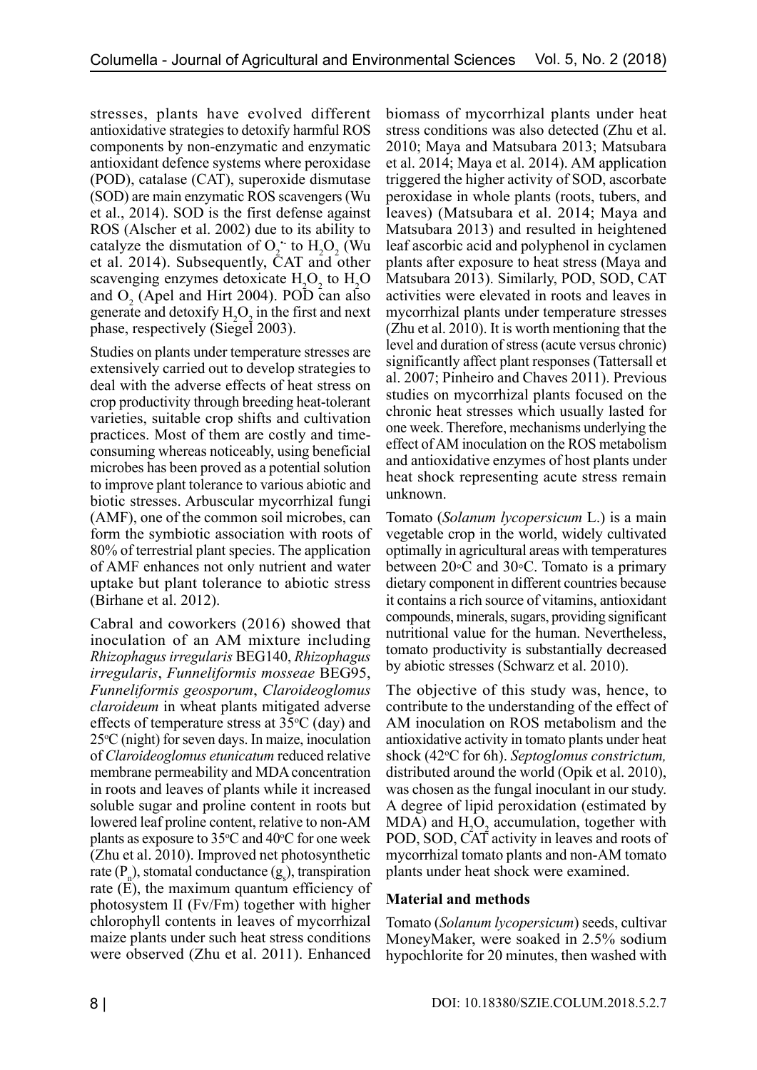stresses, plants have evolved different antioxidative strategies to detoxify harmful ROS components by non-enzymatic and enzymatic antioxidant defence systems where peroxidase (POD), catalase (CAT), superoxide dismutase (SOD) are main enzymatic ROS scavengers (Wu et al., 2014). SOD is the first defense against ROS (Alscher et al. 2002) due to its ability to catalyze the dismutation of $O_2^{\bullet-}$ to $H_2O_2$ (Wu et al. 2014). Subsequently, CAT and other scavenging enzymes detoxicate $H_2O_2$ to $H_2O$ and $O_2$ (Apel and Hirt 2004). POD can also generate and detoxify $H_2O_2$ in the first and next phase, respectively (Siegel 2003).

Studies on plants under temperature stresses are extensively carried out to develop strategies to deal with the adverse effects of heat stress on crop productivity through breeding heat-tolerant varieties, suitable crop shifts and cultivation practices. Most of them are costly and time-consuming whereas noticeably, using beneficial microbes has been proved as a potential solution to improve plant tolerance to various abiotic and biotic stresses. Arbuscular mycorrhizal fungi (AMF), one of the common soil microbes, can form the symbiotic association with roots of 80% of terrestrial plant species. The application of AMF enhances not only nutrient and water uptake but plant tolerance to abiotic stress (Birhane et al. 2012).

Cabral and coworkers (2016) showed that inoculation of an AM mixture including *Rhizophagus irregularis* BEG140, *Rhizophagus irregularis*, *Funneliformis mosseae* BEG95, *Funneliformis geosporum*, *Claroideoglomus claroideum* in wheat plants mitigated adverse effects of temperature stress at 35°C (day) and 25°C (night) for seven days. In maize, inoculation of *Claroideoglomus etunicatum* reduced relative membrane permeability and MDA concentration in roots and leaves of plants while it increased soluble sugar and proline content in roots but lowered leaf proline content, relative to non-AM plants as exposure to 35°C and 40°C for one week (Zhu et al. 2010). Improved net photosynthetic rate ($P_n$), stomatal conductance ($g_s$), transpiration rate (E), the maximum quantum efficiency of photosystem II (Fv/Fm) together with higher chlorophyll contents in leaves of mycorrhizal maize plants under such heat stress conditions were observed (Zhu et al. 2011). Enhanced biomass of mycorrhizal plants under heat stress conditions was also detected (Zhu et al. 2010; Maya and Matsubara 2013; Matsubara et al. 2014; Maya et al. 2014). AM application triggered the higher activity of SOD, ascorbate peroxidase in whole plants (roots, tubers, and leaves) (Matsubara et al. 2014; Maya and Matsubara 2013) and resulted in heightened leaf ascorbic acid and polyphenol in cyclamen plants after exposure to heat stress (Maya and Matsubara 2013). Similarly, POD, SOD, CAT activities were elevated in roots and leaves in mycorrhizal plants under temperature stresses (Zhu et al. 2010). It is worth mentioning that the level and duration of stress (acute versus chronic) significantly affect plant responses (Tattersall et al. 2007; Pinheiro and Chaves 2011). Previous studies on mycorrhizal plants focused on the chronic heat stresses which usually lasted for one week. Therefore, mechanisms underlying the effect of AM inoculation on the ROS metabolism and antioxidative enzymes of host plants under heat shock representing acute stress remain unknown.

Tomato (*Solanum lycopersicum* L.) is a main vegetable crop in the world, widely cultivated optimally in agricultural areas with temperatures between 20°C and 30°C. Tomato is a primary dietary component in different countries because it contains a rich source of vitamins, antioxidant compounds, minerals, sugars, providing significant nutritional value for the human. Nevertheless, tomato productivity is substantially decreased by abiotic stresses (Schwarz et al. 2010).

The objective of this study was, hence, to contribute to the understanding of the effect of AM inoculation on ROS metabolism and the antioxidative activity in tomato plants under heat shock (42°C for 6h). *Septoglomus constrictum,* distributed around the world (Opik et al. 2010), was chosen as the fungal inoculant in our study. A degree of lipid peroxidation (estimated by MDA) and $H_2O_2$ accumulation, together with POD, SOD, CAT activity in leaves and roots of mycorrhizal tomato plants and non-AM tomato plants under heat shock were examined.

## Material and methods

Tomato (*Solanum lycopersicum*) seeds, cultivar MoneyMaker, were soaked in 2.5% sodium hypochlorite for 20 minutes, then washed with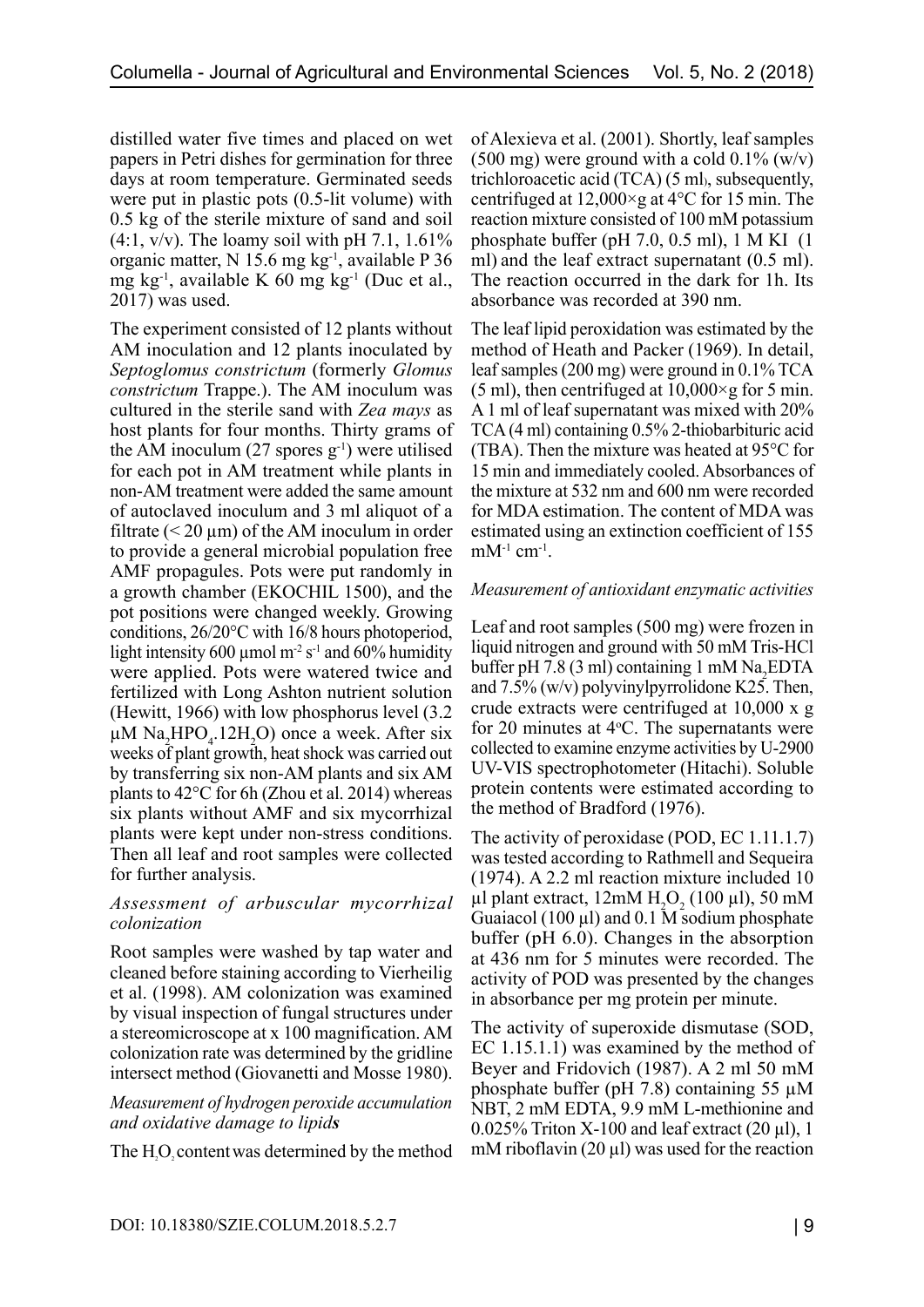distilled water five times and placed on wet papers in Petri dishes for germination for three days at room temperature. Germinated seeds were put in plastic pots (0.5-lit volume) with 0.5 kg of the sterile mixture of sand and soil (4:1, v/v). The loamy soil with pH 7.1, 1.61% organic matter, N 15.6 mg kg$^{-1}$, available P 36 mg kg$^{-1}$, available K 60 mg kg$^{-1}$ (Duc et al., 2017) was used.

The experiment consisted of 12 plants without AM inoculation and 12 plants inoculated by *Septoglomus constrictum* (formerly *Glomus constrictum* Trappe.). The AM inoculum was cultured in the sterile sand with *Zea mays* as host plants for four months. Thirty grams of the AM inoculum (27 spores g$^{-1}$) were utilised for each pot in AM treatment while plants in non-AM treatment were added the same amount of autoclaved inoculum and 3 ml aliquot of a filtrate (< 20 µm) of the AM inoculum in order to provide a general microbial population free AMF propagules. Pots were put randomly in a growth chamber (EKOCHIL 1500), and the pot positions were changed weekly. Growing conditions, 26/20°C with 16/8 hours photoperiod, light intensity 600 µmol m$^{-2}$ s$^{-1}$ and 60% humidity were applied. Pots were watered twice and fertilized with Long Ashton nutrient solution (Hewitt, 1966) with low phosphorus level (3.2 µM $Na_2HPO_4.12H_2O$) once a week. After six weeks of plant growth, heat shock was carried out by transferring six non-AM plants and six AM plants to 42°C for 6h (Zhou et al. 2014) whereas six plants without AMF and six mycorrhizal plants were kept under non-stress conditions. Then all leaf and root samples were collected for further analysis.

*Assessment of arbuscular mycorrhizal colonization*

Root samples were washed by tap water and cleaned before staining according to Vierheilig et al. (1998). AM colonization was examined by visual inspection of fungal structures under a stereomicroscope at x 100 magnification. AM colonization rate was determined by the gridline intersect method (Giovanetti and Mosse 1980).

*Measurement of hydrogen peroxide accumulation and oxidative damage to lipids*

The $H_2O_2$ content was determined by the method of Alexieva et al. (2001). Shortly, leaf samples (500 mg) were ground with a cold 0.1% (w/v) trichloroacetic acid (TCA) (5 ml), subsequently, centrifuged at 12,000×g at 4°C for 15 min. The reaction mixture consisted of 100 mM potassium phosphate buffer (pH 7.0, 0.5 ml), 1 M KI (1 ml) and the leaf extract supernatant (0.5 ml). The reaction occurred in the dark for 1h. Its absorbance was recorded at 390 nm.

The leaf lipid peroxidation was estimated by the method of Heath and Packer (1969). In detail, leaf samples (200 mg) were ground in 0.1% TCA (5 ml), then centrifuged at 10,000×g for 5 min. A 1 ml of leaf supernatant was mixed with 20% TCA (4 ml) containing 0.5% 2-thiobarbituric acid (TBA). Then the mixture was heated at 95°C for 15 min and immediately cooled. Absorbances of the mixture at 532 nm and 600 nm were recorded for MDA estimation. The content of MDA was estimated using an extinction coefficient of 155 mM$^{-1}$ cm$^{-1}$.

*Measurement of antioxidant enzymatic activities*

Leaf and root samples (500 mg) were frozen in liquid nitrogen and ground with 50 mM Tris-HCl buffer pH 7.8 (3 ml) containing 1 mM $Na_2EDTA$ and 7.5% (w/v) polyvinylpyrrolidone K25. Then, crude extracts were centrifuged at 10,000 x g for 20 minutes at 4°C. The supernatants were collected to examine enzyme activities by U-2900 UV-VIS spectrophotometer (Hitachi). Soluble protein contents were estimated according to the method of Bradford (1976).

The activity of peroxidase (POD, EC 1.11.1.7) was tested according to Rathmell and Sequeira (1974). A 2.2 ml reaction mixture included 10 µl plant extract, 12mM $H_2O_2$ (100 µl), 50 mM Guaiacol (100 µl) and 0.1 M sodium phosphate buffer (pH 6.0). Changes in the absorption at 436 nm for 5 minutes were recorded. The activity of POD was presented by the changes in absorbance per mg protein per minute.

The activity of superoxide dismutase (SOD, EC 1.15.1.1) was examined by the method of Beyer and Fridovich (1987). A 2 ml 50 mM phosphate buffer (pH 7.8) containing 55 µM NBT, 2 mM EDTA, 9.9 mM L-methionine and 0.025% Triton X-100 and leaf extract (20 µl), 1 mM riboflavin (20 µl) was used for the reaction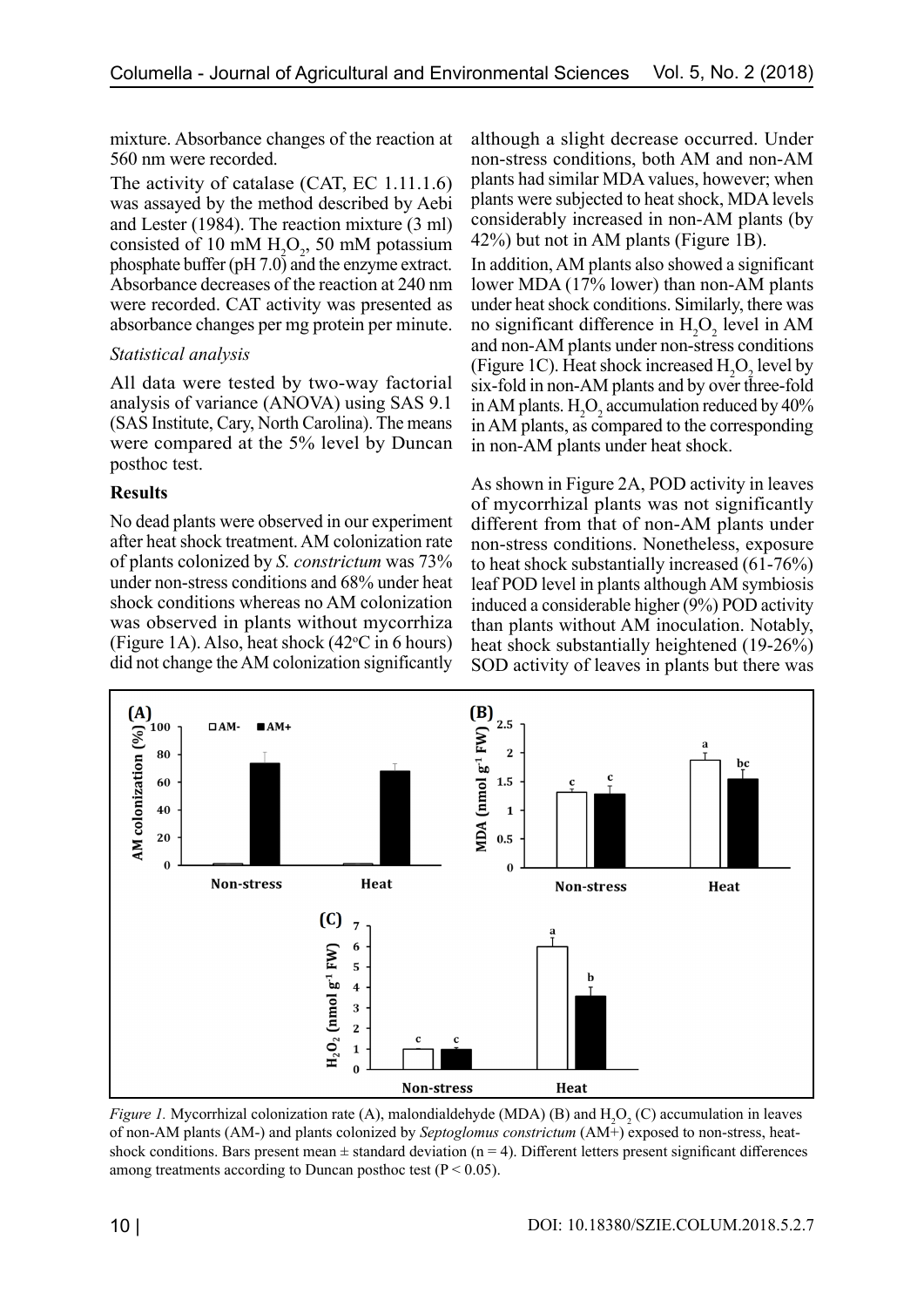mixture. Absorbance changes of the reaction at 560 nm were recorded.

The activity of catalase (CAT, EC 1.11.1.6) was assayed by the method described by Aebi and Lester (1984). The reaction mixture (3 ml) consisted of 10 mM $H_2O_2$, 50 mM potassium phosphate buffer (pH 7.0) and the enzyme extract. Absorbance decreases of the reaction at 240 nm were recorded. CAT activity was presented as absorbance changes per mg protein per minute.

*Statistical analysis*

All data were tested by two-way factorial analysis of variance (ANOVA) using SAS 9.1 (SAS Institute, Cary, North Carolina). The means were compared at the 5% level by Duncan posthoc test.

## Results

No dead plants were observed in our experiment after heat shock treatment. AM colonization rate of plants colonized by *S. constrictum* was 73% under non-stress conditions and 68% under heat shock conditions whereas no AM colonization was observed in plants without mycorrhiza (Figure 1A). Also, heat shock (42°C in 6 hours) did not change the AM colonization significantly although a slight decrease occurred. Under non-stress conditions, both AM and non-AM plants had similar MDA values, however; when plants were subjected to heat shock, MDA levels considerably increased in non-AM plants (by 42%) but not in AM plants (Figure 1B).

In addition, AM plants also showed a significant lower MDA (17% lower) than non-AM plants under heat shock conditions. Similarly, there was no significant difference in $H_2O_2$ level in AM and non-AM plants under non-stress conditions (Figure 1C). Heat shock increased $H_2O_2$ level by six-fold in non-AM plants and by over three-fold in AM plants. $H_2O_2$ accumulation reduced by 40% in AM plants, as compared to the corresponding in non-AM plants under heat shock.

As shown in Figure 2A, POD activity in leaves of mycorrhizal plants was not significantly different from that of non-AM plants under non-stress conditions. Nonetheless, exposure to heat shock substantially increased (61-76%) leaf POD level in plants although AM symbiosis induced a considerable higher (9%) POD activity than plants without AM inoculation. Notably, heat shock substantially heightened (19-26%) SOD activity of leaves in plants but there was

*Figure 1.* Mycorrhizal colonization rate (A), malondialdehyde (MDA) (B) and $H_2O_2$ (C) accumulation in leaves of non-AM plants (AM-) and plants colonized by *Septoglomus constrictum* (AM+) exposed to non-stress, heat-shock conditions. Bars present mean ± standard deviation (n = 4). Different letters present significant differences among treatments according to Duncan posthoc test (P < 0.05).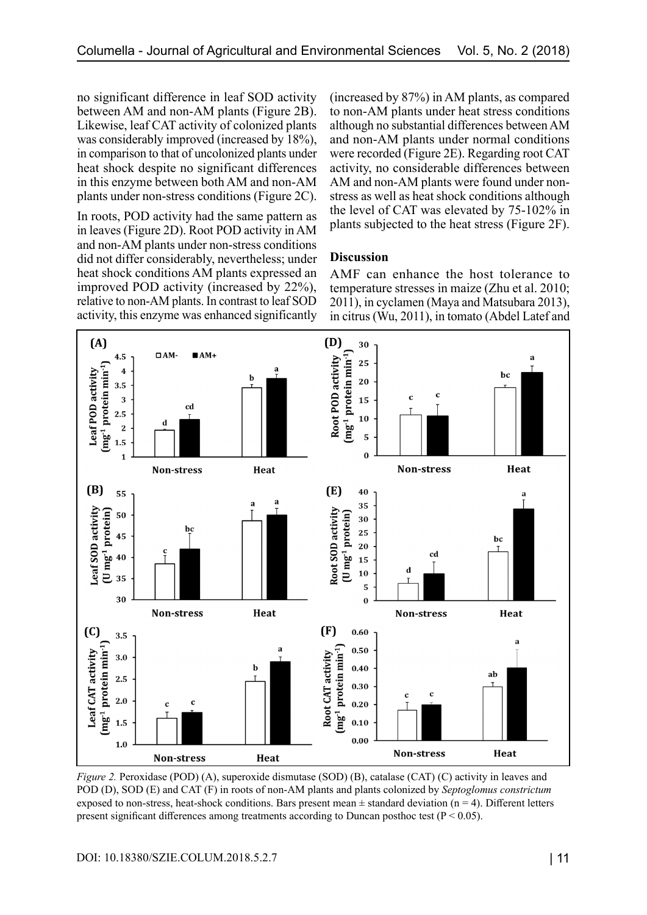no significant difference in leaf SOD activity between AM and non-AM plants (Figure 2B). Likewise, leaf CAT activity of colonized plants was considerably improved (increased by 18%), in comparison to that of uncolonized plants under heat shock despite no significant differences in this enzyme between both AM and non-AM plants under non-stress conditions (Figure 2C).

In roots, POD activity had the same pattern as in leaves (Figure 2D). Root POD activity in AM and non-AM plants under non-stress conditions did not differ considerably, nevertheless; under heat shock conditions AM plants expressed an improved POD activity (increased by 22%), relative to non-AM plants. In contrast to leaf SOD activity, this enzyme was enhanced significantly (increased by 87%) in AM plants, as compared to non-AM plants under heat stress conditions although no substantial differences between AM and non-AM plants under normal conditions were recorded (Figure 2E). Regarding root CAT activity, no considerable differences between AM and non-AM plants were found under non-stress as well as heat shock conditions although the level of CAT was elevated by 75-102% in plants subjected to the heat stress (Figure 2F).

## Discussion

AMF can enhance the host tolerance to temperature stresses in maize (Zhu et al. 2010; 2011), in cyclamen (Maya and Matsubara 2013), in citrus (Wu, 2011), in tomato (Abdel Latef and

*Figure 2.* Peroxidase (POD) (A), superoxide dismutase (SOD) (B), catalase (CAT) (C) activity in leaves and POD (D), SOD (E) and CAT (F) in roots of non-AM plants and plants colonized by *Septoglomus constrictum* exposed to non-stress, heat-shock conditions. Bars present mean ± standard deviation (n = 4). Different letters present significant differences among treatments according to Duncan posthoc test ($P < 0.05$).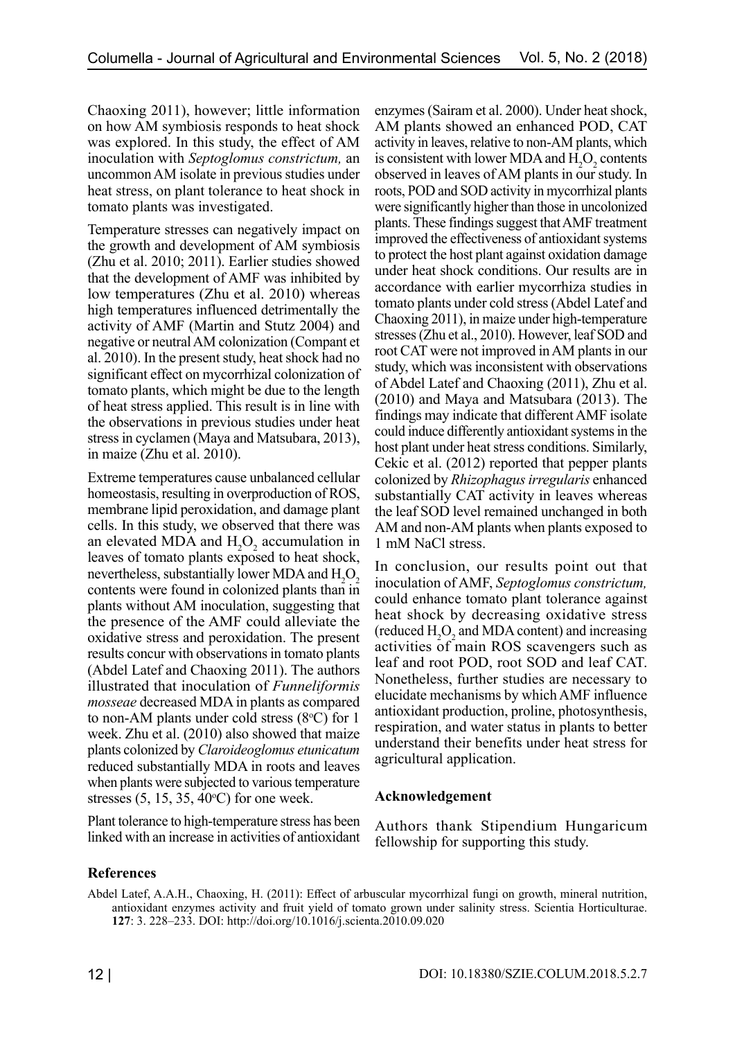Chaoxing 2011), however; little information on how AM symbiosis responds to heat shock was explored. In this study, the effect of AM inoculation with *Septoglomus constrictum,* an uncommon AM isolate in previous studies under heat stress, on plant tolerance to heat shock in tomato plants was investigated.

Temperature stresses can negatively impact on the growth and development of AM symbiosis (Zhu et al. 2010; 2011). Earlier studies showed that the development of AMF was inhibited by low temperatures (Zhu et al. 2010) whereas high temperatures influenced detrimentally the activity of AMF (Martin and Stutz 2004) and negative or neutral AM colonization (Compant et al. 2010). In the present study, heat shock had no significant effect on mycorrhizal colonization of tomato plants, which might be due to the length of heat stress applied. This result is in line with the observations in previous studies under heat stress in cyclamen (Maya and Matsubara, 2013), in maize (Zhu et al. 2010).

Extreme temperatures cause unbalanced cellular homeostasis, resulting in overproduction of ROS, membrane lipid peroxidation, and damage plant cells. In this study, we observed that there was an elevated MDA and $H_2O_2$ accumulation in leaves of tomato plants exposed to heat shock, nevertheless, substantially lower MDA and $H_2O_2$ contents were found in colonized plants than in plants without AM inoculation, suggesting that the presence of the AMF could alleviate the oxidative stress and peroxidation. The present results concur with observations in tomato plants (Abdel Latef and Chaoxing 2011). The authors illustrated that inoculation of *Funneliformis mosseae* decreased MDA in plants as compared to non-AM plants under cold stress (8°C) for 1 week. Zhu et al. (2010) also showed that maize plants colonized by *Claroideoglomus etunicatum* reduced substantially MDA in roots and leaves when plants were subjected to various temperature stresses (5, 15, 35, 40°C) for one week.

Plant tolerance to high-temperature stress has been linked with an increase in activities of antioxidant enzymes (Sairam et al. 2000). Under heat shock, AM plants showed an enhanced POD, CAT activity in leaves, relative to non-AM plants, which is consistent with lower MDA and $H_2O_2$ contents observed in leaves of AM plants in our study. In roots, POD and SOD activity in mycorrhizal plants were significantly higher than those in uncolonized plants. These findings suggest that AMF treatment improved the effectiveness of antioxidant systems to protect the host plant against oxidation damage under heat shock conditions. Our results are in accordance with earlier mycorrhiza studies in tomato plants under cold stress (Abdel Latef and Chaoxing 2011), in maize under high-temperature stresses (Zhu et al., 2010). However, leaf SOD and root CAT were not improved in AM plants in our study, which was inconsistent with observations of Abdel Latef and Chaoxing (2011), Zhu et al. (2010) and Maya and Matsubara (2013). The findings may indicate that different AMF isolate could induce differently antioxidant systems in the host plant under heat stress conditions. Similarly, Cekic et al. (2012) reported that pepper plants colonized by *Rhizophagus irregularis* enhanced substantially CAT activity in leaves whereas the leaf SOD level remained unchanged in both AM and non-AM plants when plants exposed to 1 mM NaCl stress.

In conclusion, our results point out that inoculation of AMF, *Septoglomus constrictum,* could enhance tomato plant tolerance against heat shock by decreasing oxidative stress (reduced $H_2O_2$ and MDA content) and increasing activities of main ROS scavengers such as leaf and root POD, root SOD and leaf CAT. Nonetheless, further studies are necessary to elucidate mechanisms by which AMF influence antioxidant production, proline, photosynthesis, respiration, and water status in plants to better understand their benefits under heat stress for agricultural application.

## Acknowledgement

Authors thank Stipendium Hungaricum fellowship for supporting this study.

## References

Abdel Latef, A.A.H., Chaoxing, H. (2011): Effect of arbuscular mycorrhizal fungi on growth, mineral nutrition, antioxidant enzymes activity and fruit yield of tomato grown under salinity stress. Scientia Horticulturae. **127**: 3. 228–233. DOI: http://doi.org/10.1016/j.scienta.2010.09.020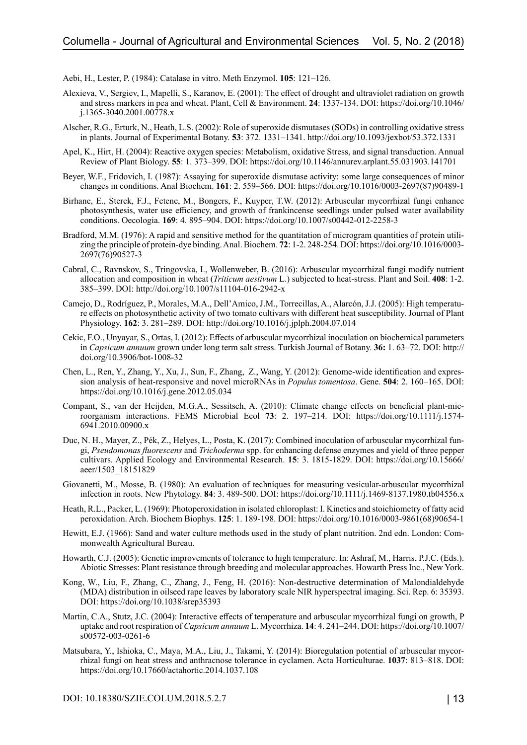Aebi, H., Lester, P. (1984): Catalase in vitro. Meth Enzymol. **105**: 121–126.

Alexieva, V., Sergiev, I., Mapelli, S., Karanov, E. (2001): The effect of drought and ultraviolet radiation on growth and stress markers in pea and wheat. Plant, Cell & Environment. **24**: 1337-134. DOI: https://doi.org/10.1046/j.1365-3040.2001.00778.x

Alscher, R.G., Erturk, N., Heath, L.S. (2002): Role of superoxide dismutases (SODs) in controlling oxidative stress in plants. Journal of Experimental Botany. **53**: 372. 1331–1341. http://doi.org/10.1093/jexbot/53.372.1331

Apel, K., Hirt, H. (2004): Reactive oxygen species: Metabolism, oxidative Stress, and signal transduction. Annual Review of Plant Biology. **55**: 1. 373–399. DOI: https://doi.org/10.1146/annurev.arplant.55.031903.141701

Beyer, W.F., Fridovich, I. (1987): Assaying for superoxide dismutase activity: some large consequences of minor changes in conditions. Anal Biochem. **161**: 2. 559–566. DOI: https://doi.org/10.1016/0003-2697(87)90489-1

Birhane, E., Sterck, F.J., Fetene, M., Bongers, F., Kuyper, T.W. (2012): Arbuscular mycorrhizal fungi enhance photosynthesis, water use efficiency, and growth of frankincense seedlings under pulsed water availability conditions. Oecologia. **169**: 4. 895–904. DOI: https://doi.org/10.1007/s00442-012-2258-3

Bradford, M.M. (1976): A rapid and sensitive method for the quantitation of microgram quantities of protein utilizing the principle of protein-dye binding. Anal. Biochem. **72**: 1-2. 248-254. DOI: https://doi.org/10.1016/0003-2697(76)90527-3

Cabral, C., Ravnskov, S., Tringovska, I., Wollenweber, B. (2016): Arbuscular mycorrhizal fungi modify nutrient allocation and composition in wheat (*Triticum aestivum* L.) subjected to heat-stress. Plant and Soil. **408**: 1-2. 385–399. DOI: http://doi.org/10.1007/s11104-016-2942-x

Camejo, D., Rodríguez, P., Morales, M.A., Dell'Amico, J.M., Torrecillas, A., Alarcón, J.J. (2005): High temperature effects on photosynthetic activity of two tomato cultivars with different heat susceptibility. Journal of Plant Physiology. **162**: 3. 281–289. DOI: http://doi.org/10.1016/j.jplph.2004.07.014

Cekic, F.O., Unyayar, S., Ortas, I. (2012): Effects of arbuscular mycorrhizal inoculation on biochemical parameters in *Capsicum annuum* grown under long term salt stress. Turkish Journal of Botany. **36:** 1. 63–72. DOI: http://doi.org/10.3906/bot-1008-32

Chen, L., Ren, Y., Zhang, Y., Xu, J., Sun, F., Zhang, Z., Wang, Y. (2012): Genome-wide identification and expression analysis of heat-responsive and novel microRNAs in *Populus tomentosa*. Gene. **504**: 2. 160–165. DOI: https://doi.org/10.1016/j.gene.2012.05.034

Compant, S., van der Heijden, M.G.A., Sessitsch, A. (2010): Climate change effects on beneficial plant-microorganism interactions. FEMS Microbial Ecol **73**: 2. 197–214. DOI: https://doi.org/10.1111/j.1574-6941.2010.00900.x

Duc, N. H., Mayer, Z., Pék, Z., Helyes, L., Posta, K. (2017): Combined inoculation of arbuscular mycorrhizal fungi, *Pseudomonas fluorescens* and *Trichoderma* spp. for enhancing defense enzymes and yield of three pepper cultivars. Applied Ecology and Environmental Research. **15**: 3. 1815-1829. DOI: https://doi.org/10.15666/aeer/1503_18151829

Giovanetti, M., Mosse, B. (1980): An evaluation of techniques for measuring vesicular-arbuscular mycorrhizal infection in roots. New Phytology. **84**: 3. 489-500. DOI: https://doi.org/10.1111/j.1469-8137.1980.tb04556.x

Heath, R.L., Packer, L. (1969): Photoperoxidation in isolated chloroplast: I. Kinetics and stoichiometry of fatty acid peroxidation. Arch. Biochem Biophys. **125**: 1. 189-198. DOI: https://doi.org/10.1016/0003-9861(68)90654-1

Hewitt, E.J. (1966): Sand and water culture methods used in the study of plant nutrition. 2nd edn. London: Commonwealth Agricultural Bureau.

Howarth, C.J. (2005): Genetic improvements of tolerance to high temperature. In: Ashraf, M., Harris, P.J.C. (Eds.). Abiotic Stresses: Plant resistance through breeding and molecular approaches. Howarth Press Inc., New York.

Kong, W., Liu, F., Zhang, C., Zhang, J., Feng, H. (2016): Non-destructive determination of Malondialdehyde (MDA) distribution in oilseed rape leaves by laboratory scale NIR hyperspectral imaging. Sci. Rep. 6: 35393. DOI: https://doi.org/10.1038/srep35393

Martin, C.A., Stutz, J.C. (2004): Interactive effects of temperature and arbuscular mycorrhizal fungi on growth, P uptake and root respiration of *Capsicum annuum* L. Mycorrhiza. **14**: 4. 241–244. DOI: https://doi.org/10.1007/s00572-003-0261-6

Matsubara, Y., Ishioka, C., Maya, M.A., Liu, J., Takami, Y. (2014): Bioregulation potential of arbuscular mycorrhizal fungi on heat stress and anthracnose tolerance in cyclamen. Acta Horticulturae. **1037**: 813–818. DOI: https://doi.org/10.17660/actahortic.2014.1037.108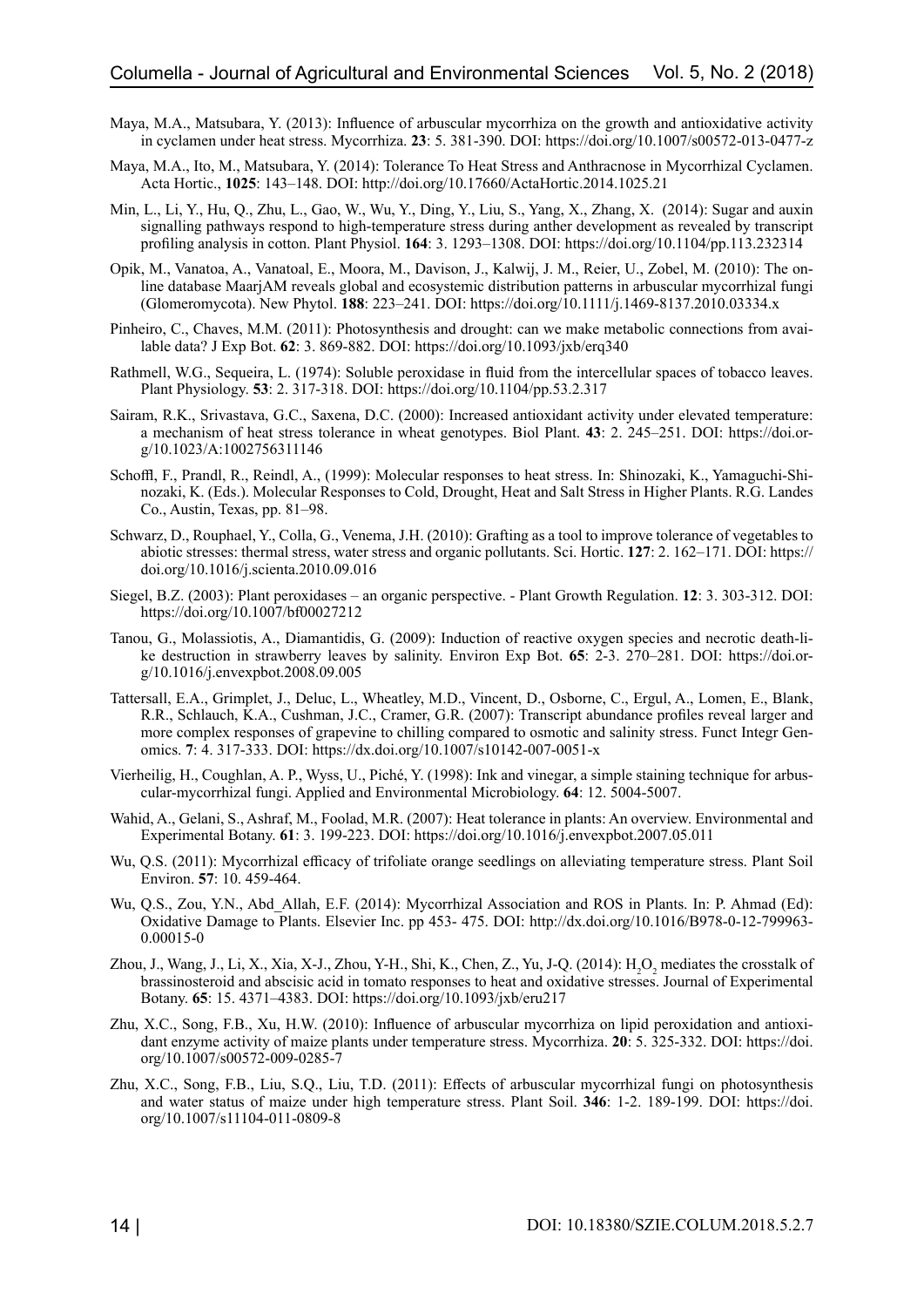Maya, M.A., Matsubara, Y. (2013): Influence of arbuscular mycorrhiza on the growth and antioxidative activity in cyclamen under heat stress. Mycorrhiza. **23**: 5. 381-390. DOI: https://doi.org/10.1007/s00572-013-0477-z

Maya, M.A., Ito, M., Matsubara, Y. (2014): Tolerance To Heat Stress and Anthracnose in Mycorrhizal Cyclamen. Acta Hortic., **1025**: 143–148. DOI: http://doi.org/10.17660/ActaHortic.2014.1025.21

Min, L., Li, Y., Hu, Q., Zhu, L., Gao, W., Wu, Y., Ding, Y., Liu, S., Yang, X., Zhang, X. (2014): Sugar and auxin signalling pathways respond to high-temperature stress during anther development as revealed by transcript profiling analysis in cotton. Plant Physiol. **164**: 3. 1293–1308. DOI: https://doi.org/10.1104/pp.113.232314

Opik, M., Vanatoa, A., Vanatoal, E., Moora, M., Davison, J., Kalwij, J. M., Reier, U., Zobel, M. (2010): The online database MaarjAM reveals global and ecosystemic distribution patterns in arbuscular mycorrhizal fungi (Glomeromycota). New Phytol. **188**: 223–241. DOI: https://doi.org/10.1111/j.1469-8137.2010.03334.x

Pinheiro, C., Chaves, M.M. (2011): Photosynthesis and drought: can we make metabolic connections from available data? J Exp Bot. **62**: 3. 869-882. DOI: https://doi.org/10.1093/jxb/erq340

Rathmell, W.G., Sequeira, L. (1974): Soluble peroxidase in fluid from the intercellular spaces of tobacco leaves. Plant Physiology. **53**: 2. 317-318. DOI: https://doi.org/10.1104/pp.53.2.317

Sairam, R.K., Srivastava, G.C., Saxena, D.C. (2000): Increased antioxidant activity under elevated temperature: a mechanism of heat stress tolerance in wheat genotypes. Biol Plant. **43**: 2. 245–251. DOI: https://doi.org/10.1023/A:1002756311146

Schoffl, F., Prandl, R., Reindl, A., (1999): Molecular responses to heat stress. In: Shinozaki, K., Yamaguchi-Shinozaki, K. (Eds.). Molecular Responses to Cold, Drought, Heat and Salt Stress in Higher Plants. R.G. Landes Co., Austin, Texas, pp. 81–98.

Schwarz, D., Rouphael, Y., Colla, G., Venema, J.H. (2010): Grafting as a tool to improve tolerance of vegetables to abiotic stresses: thermal stress, water stress and organic pollutants. Sci. Hortic. **127**: 2. 162–171. DOI: https://doi.org/10.1016/j.scienta.2010.09.016

Siegel, B.Z. (2003): Plant peroxidases – an organic perspective. - Plant Growth Regulation. **12**: 3. 303-312. DOI: https://doi.org/10.1007/bf00027212

Tanou, G., Molassiotis, A., Diamantidis, G. (2009): Induction of reactive oxygen species and necrotic death-like destruction in strawberry leaves by salinity. Environ Exp Bot. **65**: 2-3. 270–281. DOI: https://doi.org/10.1016/j.envexpbot.2008.09.005

Tattersall, E.A., Grimplet, J., Deluc, L., Wheatley, M.D., Vincent, D., Osborne, C., Ergul, A., Lomen, E., Blank, R.R., Schlauch, K.A., Cushman, J.C., Cramer, G.R. (2007): Transcript abundance profiles reveal larger and more complex responses of grapevine to chilling compared to osmotic and salinity stress. Funct Integr Genomics. **7**: 4. 317-333. DOI: https://dx.doi.org/10.1007/s10142-007-0051-x

Vierheilig, H., Coughlan, A. P., Wyss, U., Piché, Y. (1998): Ink and vinegar, a simple staining technique for arbuscular-mycorrhizal fungi. Applied and Environmental Microbiology. **64**: 12. 5004-5007.

Wahid, A., Gelani, S., Ashraf, M., Foolad, M.R. (2007): Heat tolerance in plants: An overview. Environmental and Experimental Botany. **61**: 3. 199-223. DOI: https://doi.org/10.1016/j.envexpbot.2007.05.011

Wu, Q.S. (2011): Mycorrhizal efficacy of trifoliate orange seedlings on alleviating temperature stress. Plant Soil Environ. **57**: 10. 459-464.

Wu, Q.S., Zou, Y.N., Abd_Allah, E.F. (2014): Mycorrhizal Association and ROS in Plants. In: P. Ahmad (Ed): Oxidative Damage to Plants. Elsevier Inc. pp 453- 475. DOI: http://dx.doi.org/10.1016/B978-0-12-799963-0.00015-0

Zhou, J., Wang, J., Li, X., Xia, X-J., Zhou, Y-H., Shi, K., Chen, Z., Yu, J-Q. (2014): $H_2O_2$ mediates the crosstalk of brassinosteroid and abscisic acid in tomato responses to heat and oxidative stresses. Journal of Experimental Botany. **65**: 15. 4371–4383. DOI: https://doi.org/10.1093/jxb/eru217

Zhu, X.C., Song, F.B., Xu, H.W. (2010): Influence of arbuscular mycorrhiza on lipid peroxidation and antioxidant enzyme activity of maize plants under temperature stress. Mycorrhiza. **20**: 5. 325-332. DOI: https://doi.org/10.1007/s00572-009-0285-7

Zhu, X.C., Song, F.B., Liu, S.Q., Liu, T.D. (2011): Effects of arbuscular mycorrhizal fungi on photosynthesis and water status of maize under high temperature stress. Plant Soil. **346**: 1-2. 189-199. DOI: https://doi.org/10.1007/s11104-011-0809-8